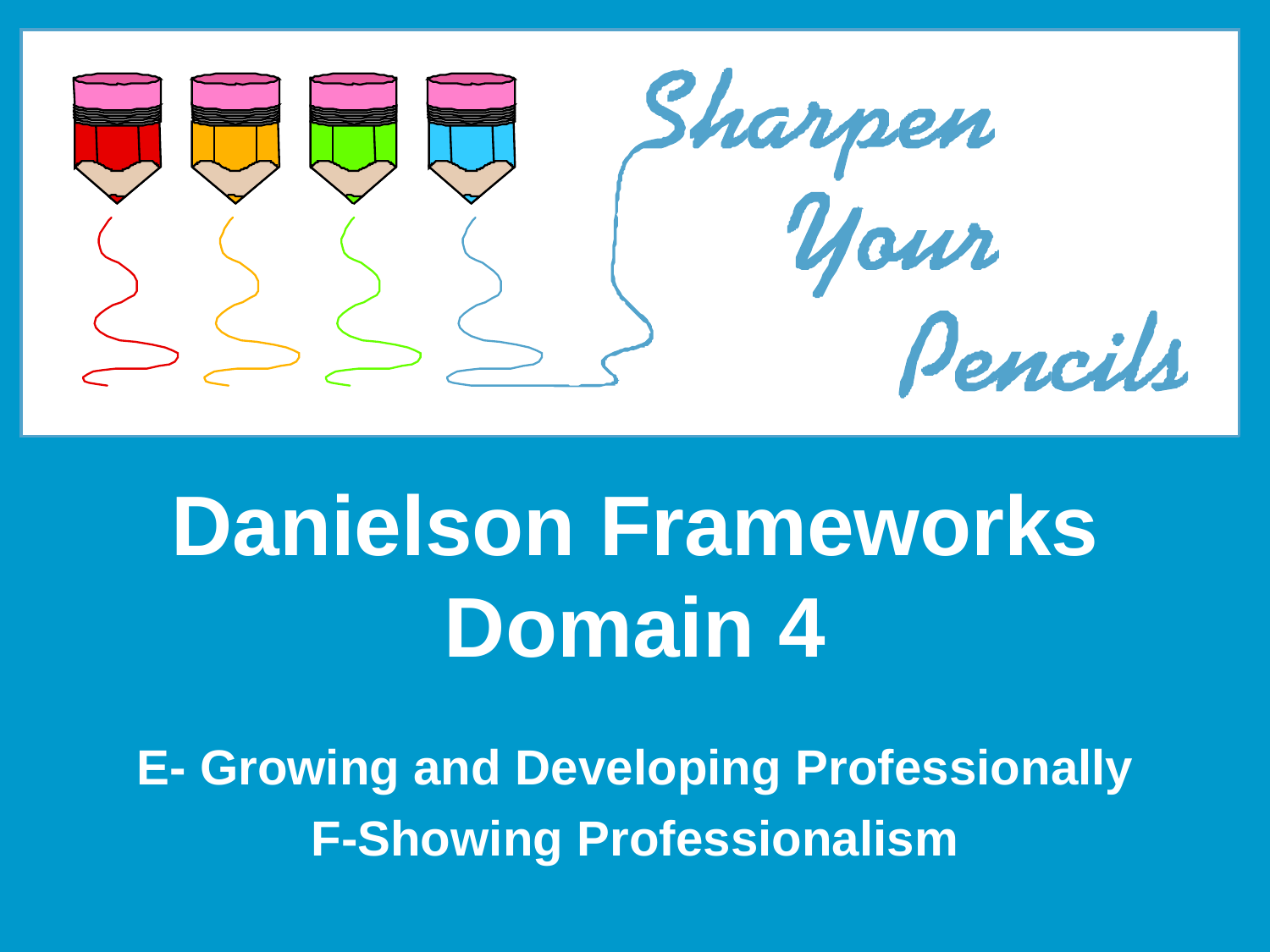Sharpen Your Pencils

# Danielson Frameworks Domain 4

**E- Growing and Developing Professionally**

**F-Showing Professionalism**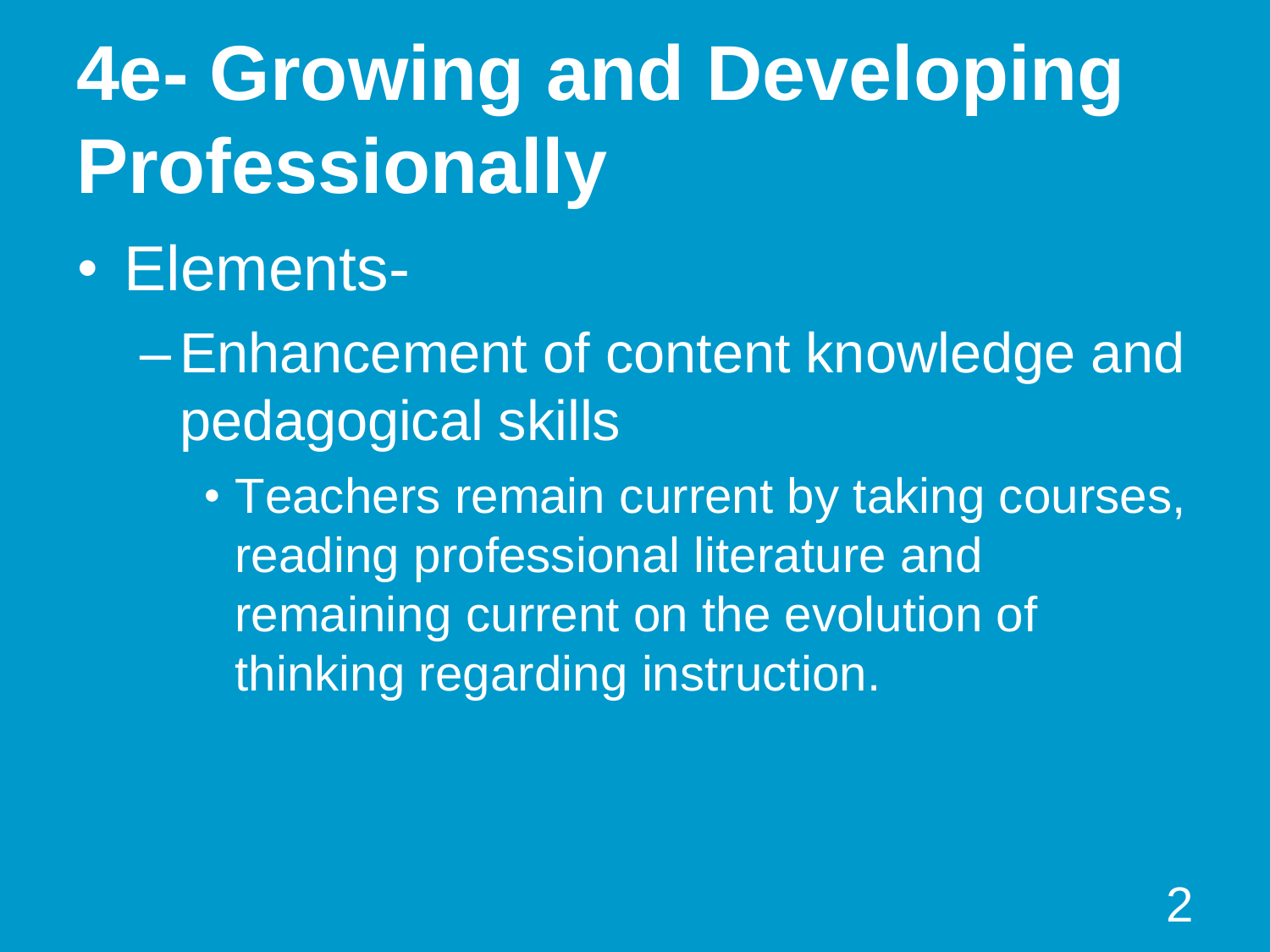# 4e- Growing and Developing Professionally

- Elements-
  - Enhancement of content knowledge and pedagogical skills
    - Teachers remain current by taking courses, reading professional literature and remaining current on the evolution of thinking regarding instruction.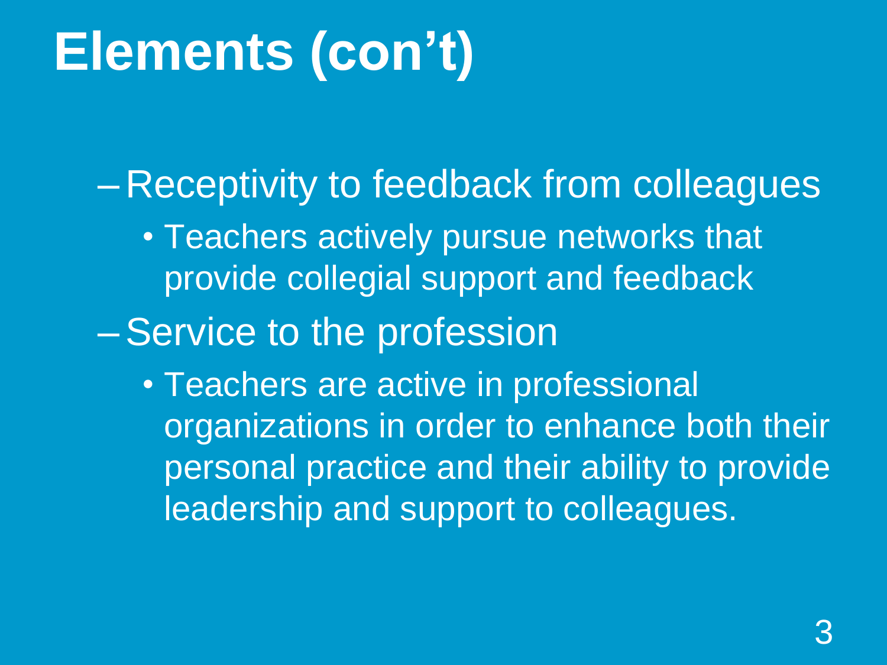# Elements (con't)

- Receptivity to feedback from colleagues
  - Teachers actively pursue networks that provide collegial support and feedback
- Service to the profession
  - Teachers are active in professional organizations in order to enhance both their personal practice and their ability to provide leadership and support to colleagues.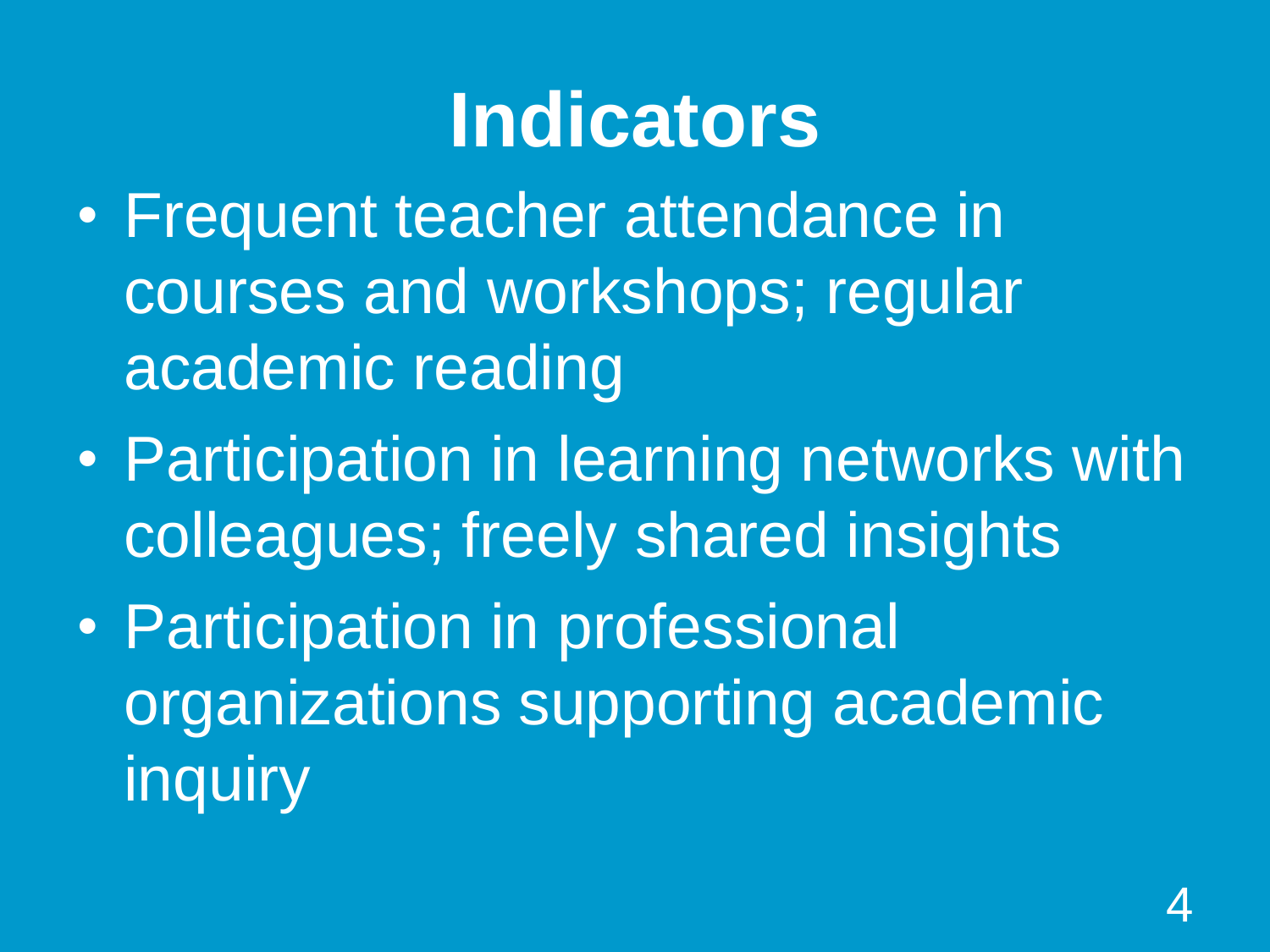# Indicators

- Frequent teacher attendance in courses and workshops; regular academic reading
- Participation in learning networks with colleagues; freely shared insights
- Participation in professional organizations supporting academic inquiry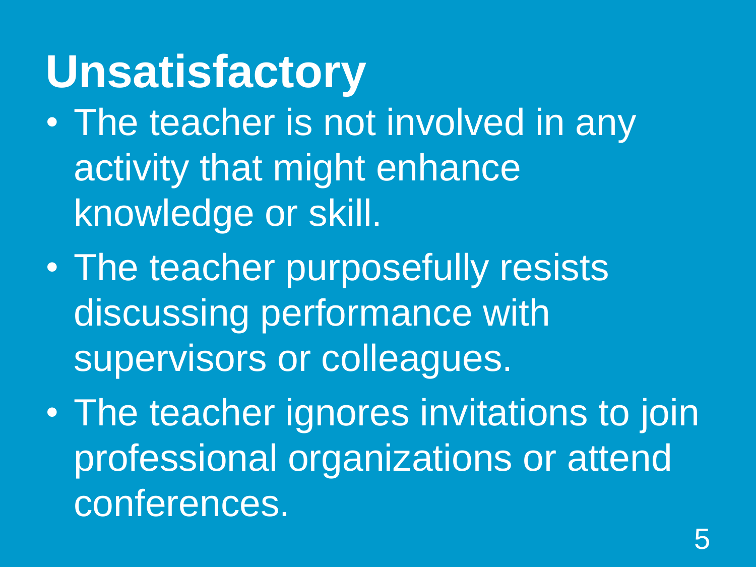# Unsatisfactory

- The teacher is not involved in any activity that might enhance knowledge or skill.
- The teacher purposefully resists discussing performance with supervisors or colleagues.
- The teacher ignores invitations to join professional organizations or attend conferences.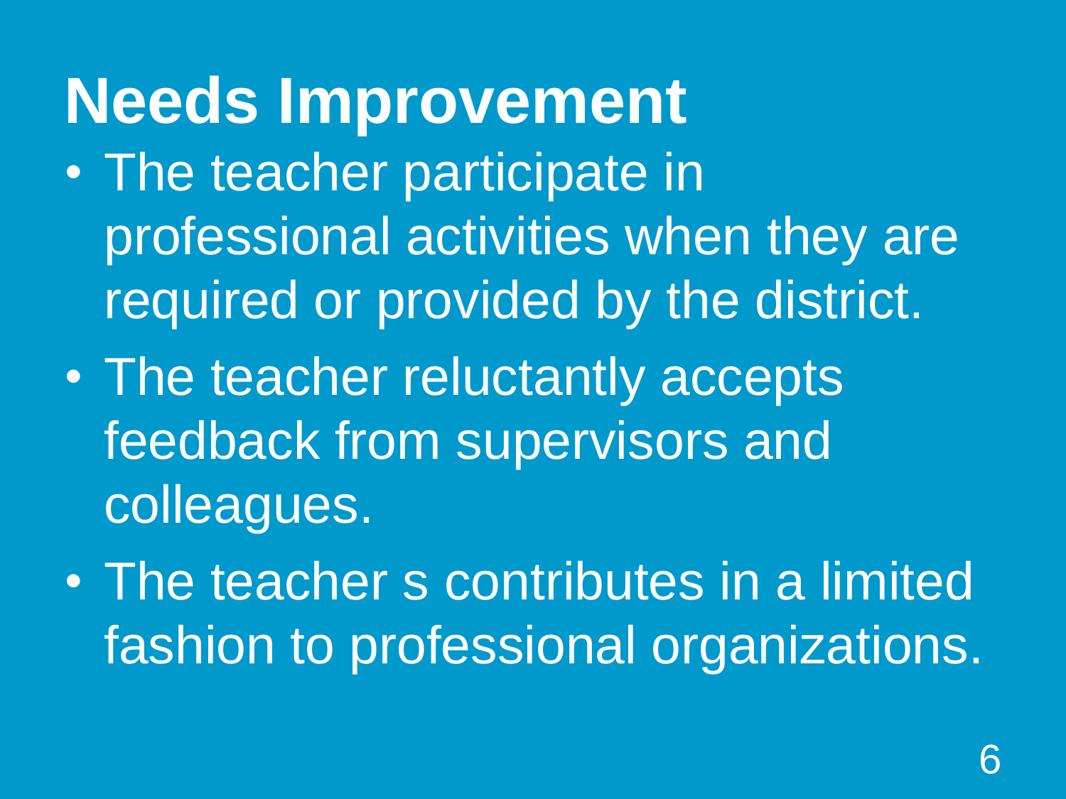# Needs Improvement

- The teacher participate in professional activities when they are required or provided by the district.
- The teacher reluctantly accepts feedback from supervisors and colleagues.
- The teacher s contributes in a limited fashion to professional organizations.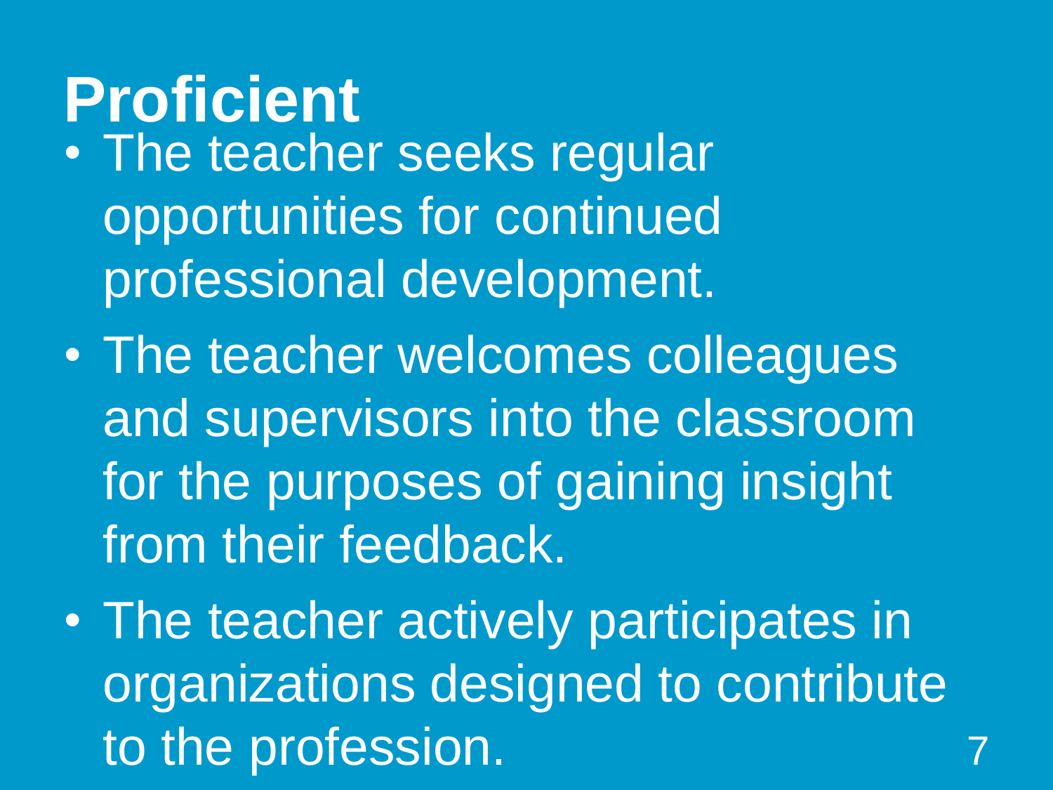# Proficient

- The teacher seeks regular opportunities for continued professional development.
- The teacher welcomes colleagues and supervisors into the classroom for the purposes of gaining insight from their feedback.
- The teacher actively participates in organizations designed to contribute to the profession.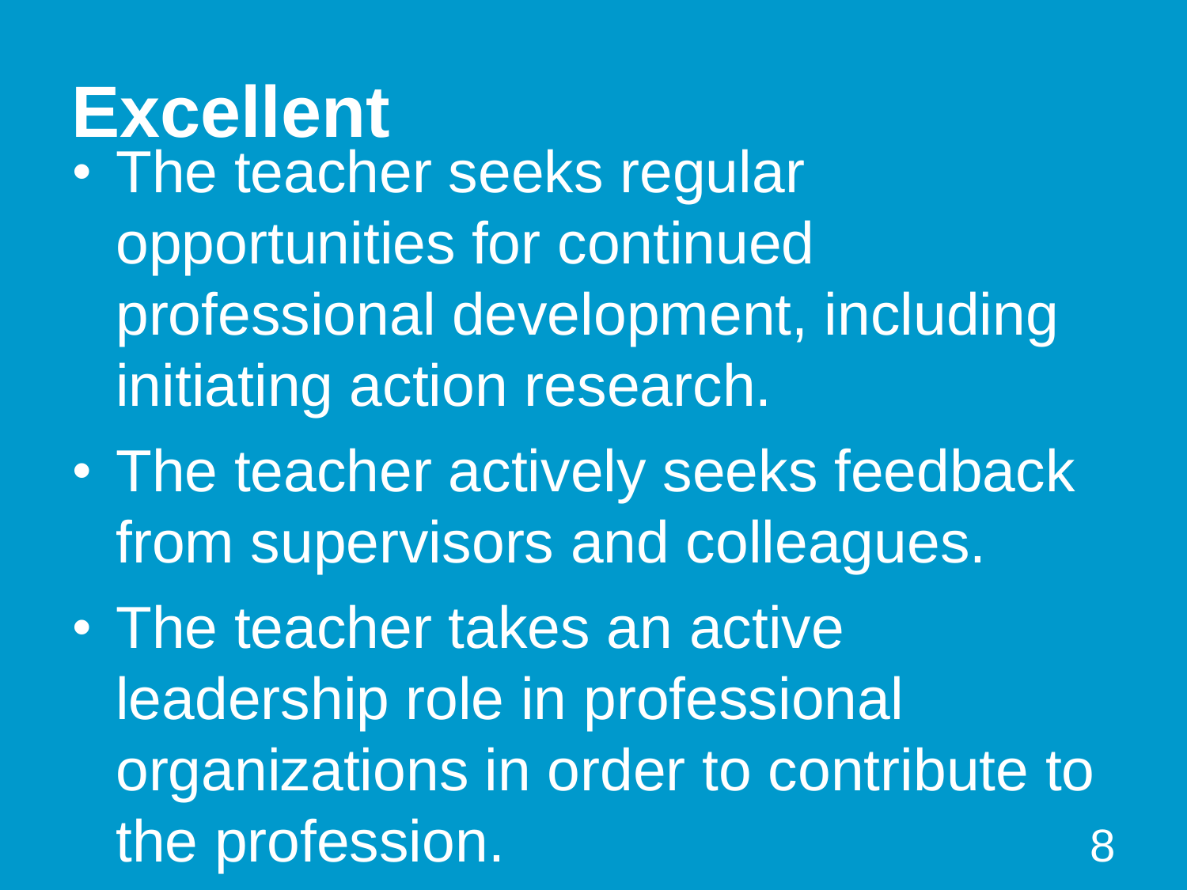# Excellent

- The teacher seeks regular opportunities for continued professional development, including initiating action research.
- The teacher actively seeks feedback from supervisors and colleagues.
- The teacher takes an active leadership role in professional organizations in order to contribute to the profession.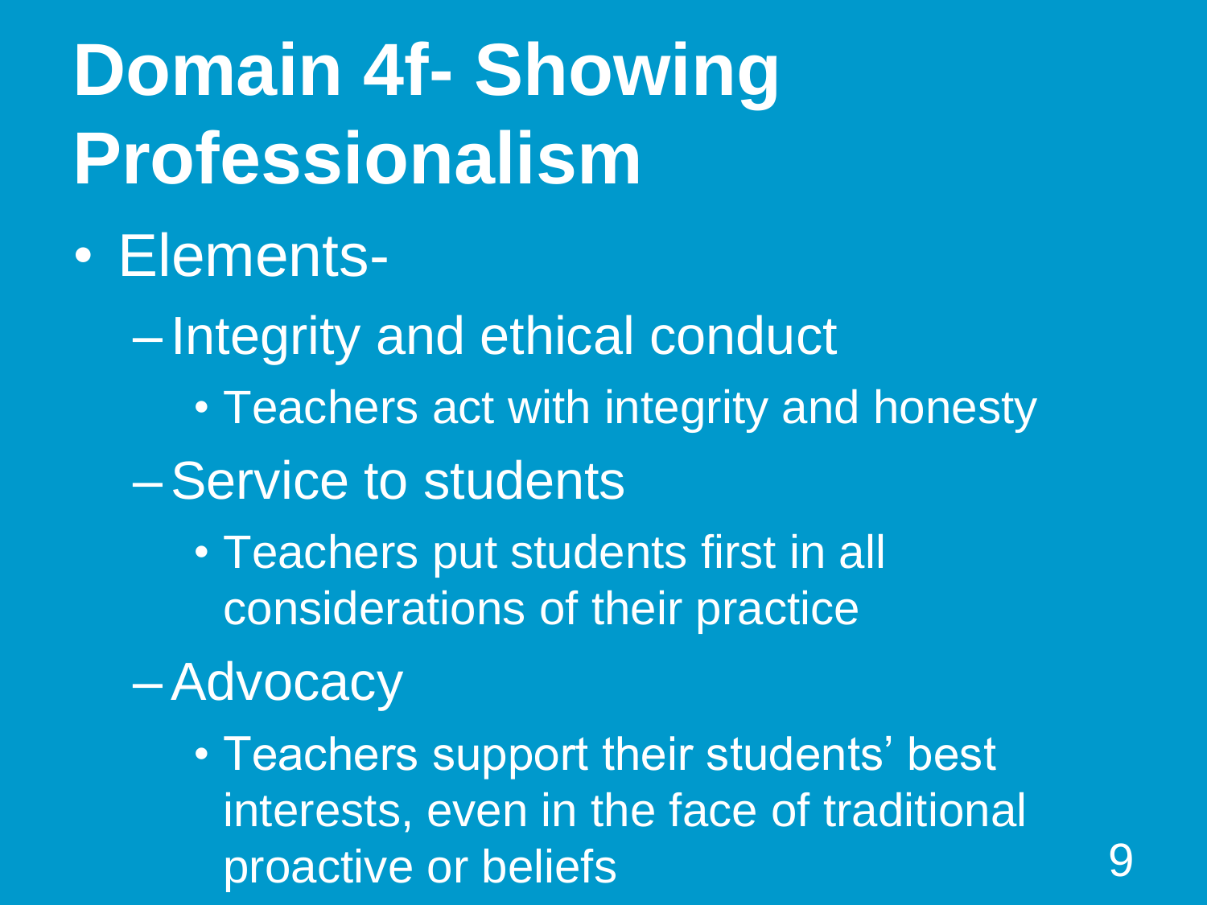# Domain 4f- Showing Professionalism

- Elements-
  - Integrity and ethical conduct
    - Teachers act with integrity and honesty
  - Service to students
    - Teachers put students first in all considerations of their practice
  - Advocacy
    - Teachers support their students' best interests, even in the face of traditional proactive or beliefs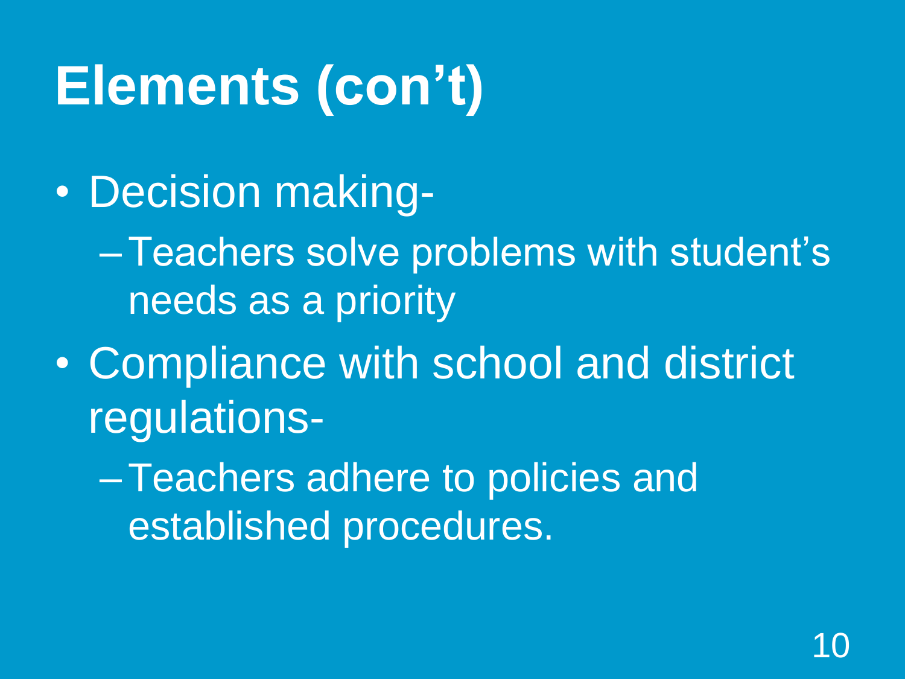# Elements (con't)

- Decision making-
  - Teachers solve problems with student's needs as a priority
- Compliance with school and district regulations-
  - Teachers adhere to policies and established procedures.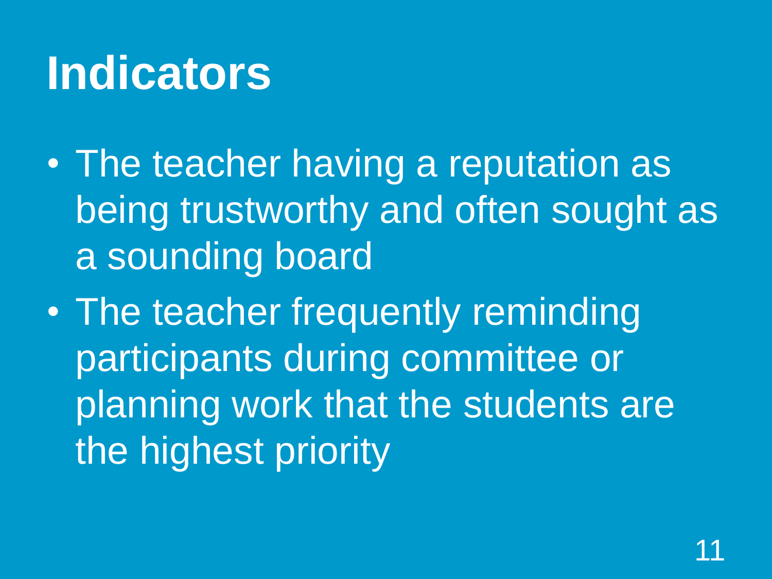# Indicators

- The teacher having a reputation as being trustworthy and often sought as a sounding board
- The teacher frequently reminding participants during committee or planning work that the students are the highest priority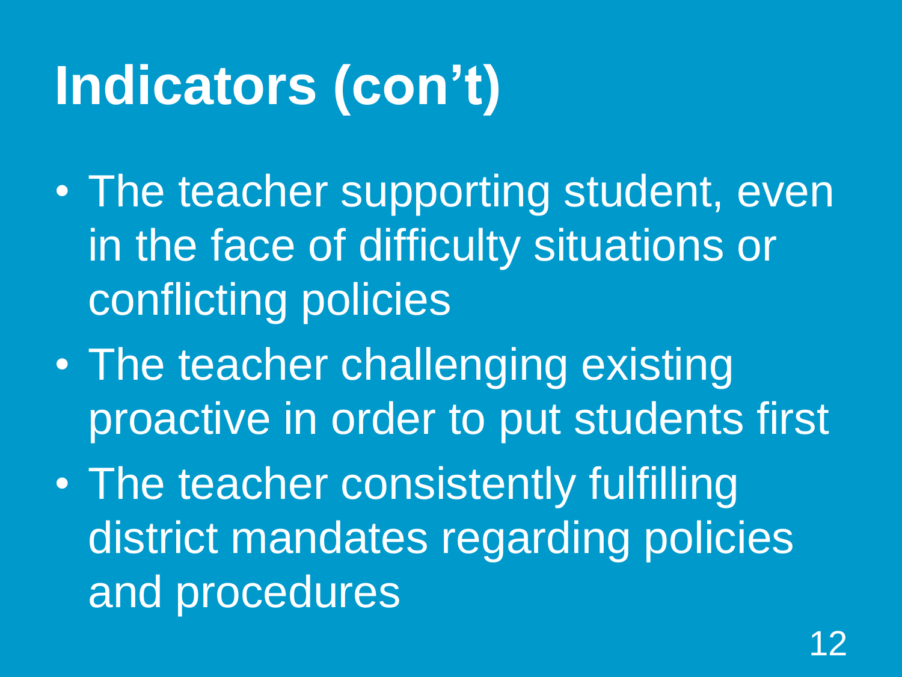# Indicators (con't)

- The teacher supporting student, even in the face of difficulty situations or conflicting policies
- The teacher challenging existing proactive in order to put students first
- The teacher consistently fulfilling district mandates regarding policies and procedures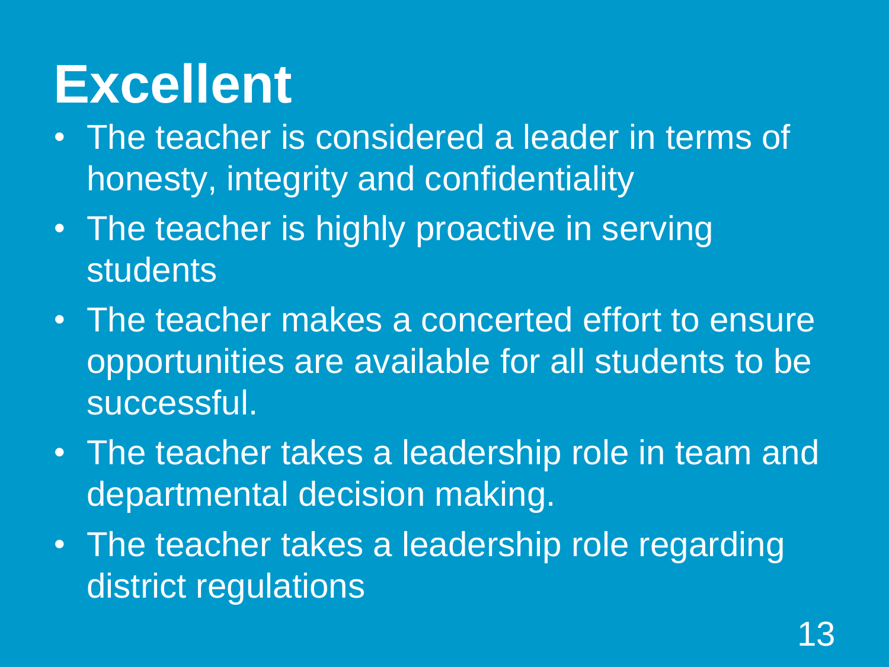# Excellent

- The teacher is considered a leader in terms of honesty, integrity and confidentiality
- The teacher is highly proactive in serving students
- The teacher makes a concerted effort to ensure opportunities are available for all students to be successful.
- The teacher takes a leadership role in team and departmental decision making.
- The teacher takes a leadership role regarding district regulations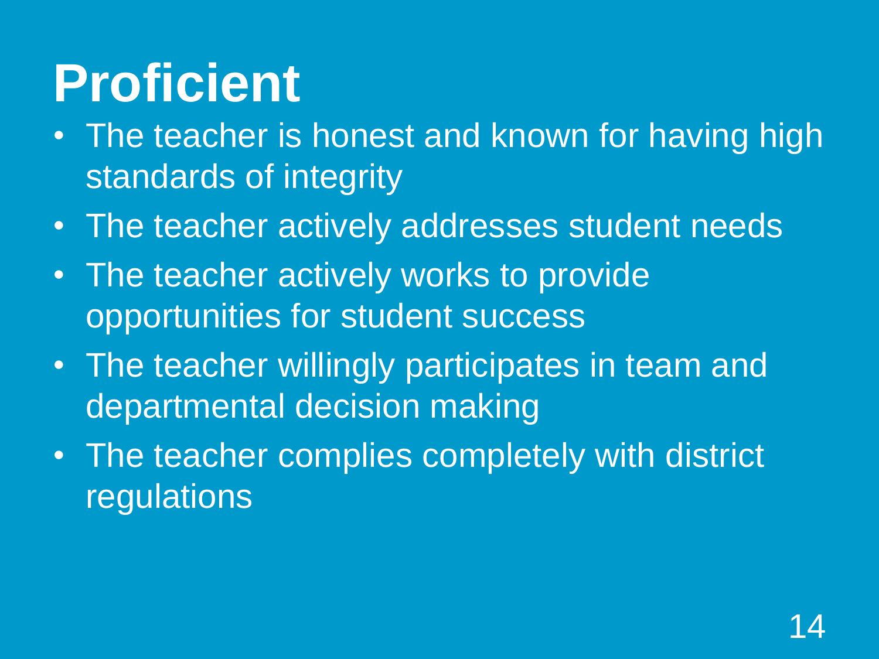# Proficient

- The teacher is honest and known for having high standards of integrity
- The teacher actively addresses student needs
- The teacher actively works to provide opportunities for student success
- The teacher willingly participates in team and departmental decision making
- The teacher complies completely with district regulations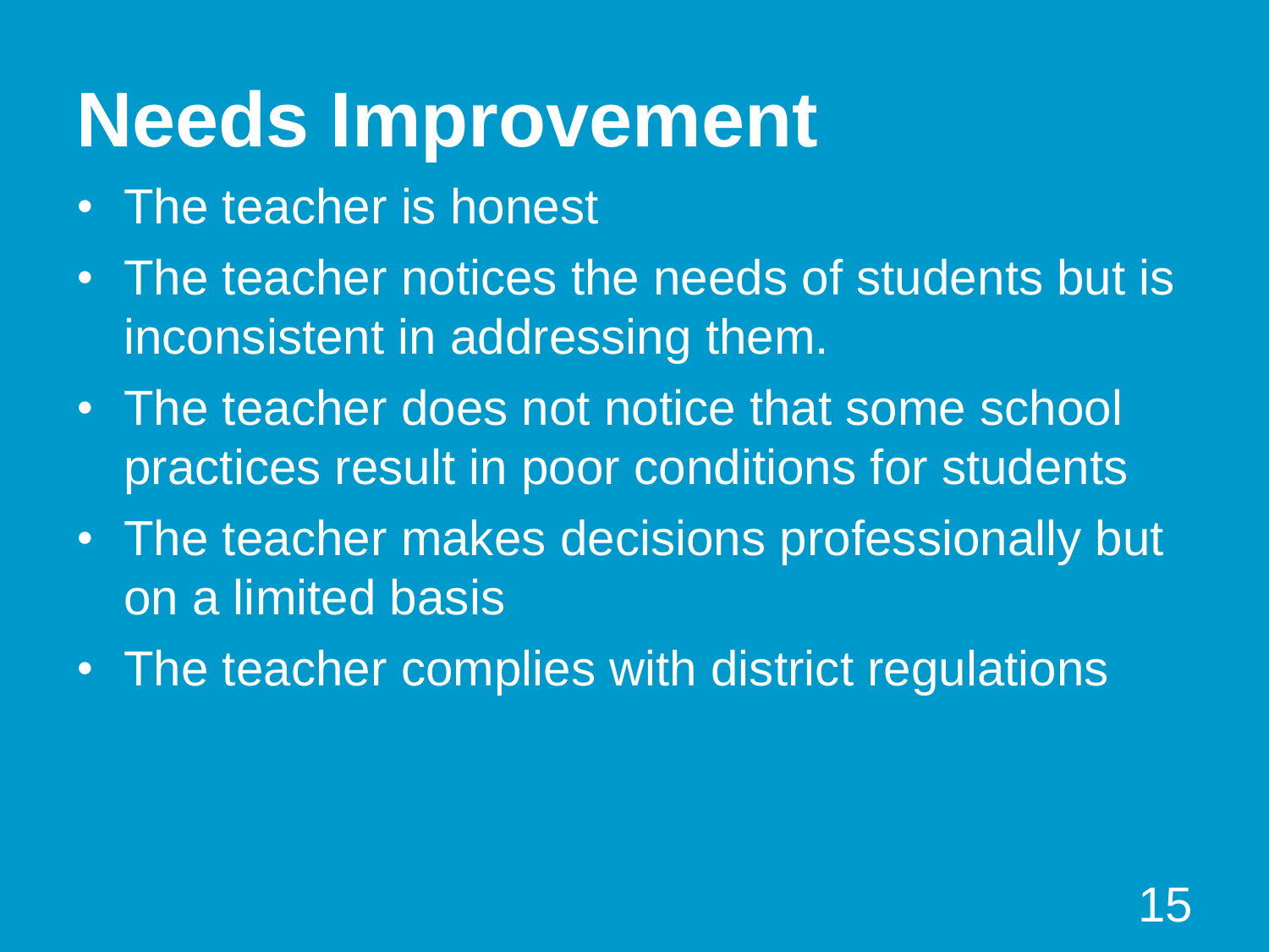# Needs Improvement

- The teacher is honest
- The teacher notices the needs of students but is inconsistent in addressing them.
- The teacher does not notice that some school practices result in poor conditions for students
- The teacher makes decisions professionally but on a limited basis
- The teacher complies with district regulations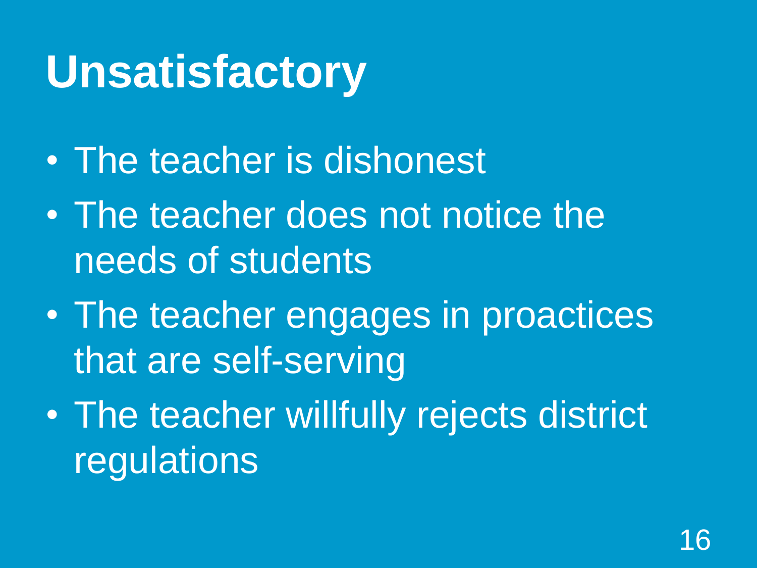# Unsatisfactory

- The teacher is dishonest
- The teacher does not notice the needs of students
- The teacher engages in proactices that are self-serving
- The teacher willfully rejects district regulations